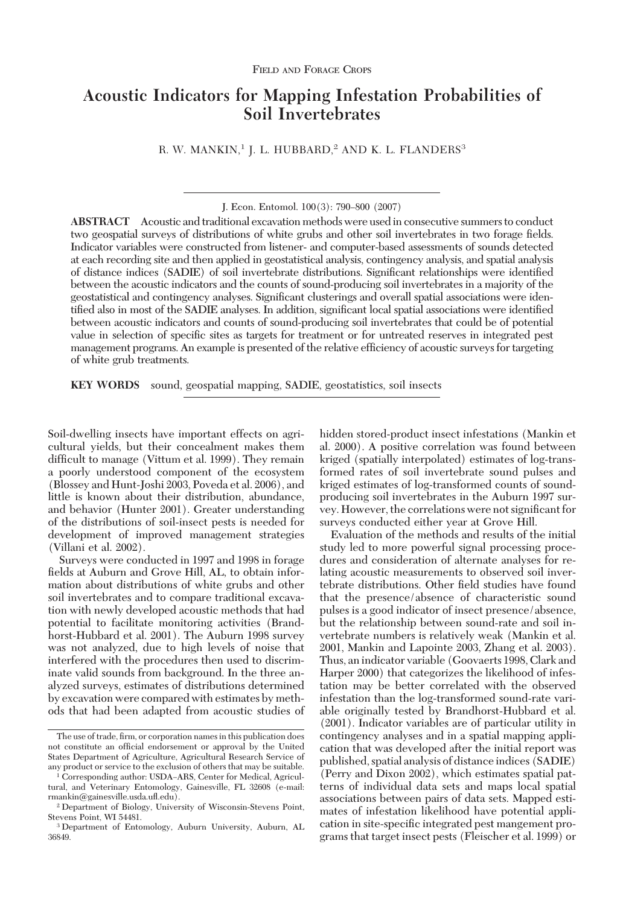FIELD AND FORAGE CROPS

# Acoustic Indicators for Mapping Infestation Probabilities of Soil Invertebrates

R. W. MANKIN,[1] J. L. HUBBARD,[2] AND K. L. FLANDERS[3]

**ABSTRACT** Acoustic and traditional excavation methods were used in consecutive summers to conduct two geospatial surveys of distributions of white grubs and other soil invertebrates in two forage fields. Indicator variables were constructed from listener- and computer-based assessments of sounds detected at each recording site and then applied in geostatistical analysis, contingency analysis, and spatial analysis of distance indices (SADIE) of soil invertebrate distributions. Significant relationships were identified between the acoustic indicators and the counts of sound-producing soil invertebrates in a majority of the geostatistical and contingency analyses. Significant clusterings and overall spatial associations were identified also in most of the SADIE analyses. In addition, significant local spatial associations were identified between acoustic indicators and counts of sound-producing soil invertebrates that could be of potential value in selection of specific sites as targets for treatment or for untreated reserves in integrated pest management programs. An example is presented of the relative efficiency of acoustic surveys for targeting of white grub treatments.

**KEY WORDS** sound, geospatial mapping, SADIE, geostatistics, soil insects

Soil-dwelling insects have important effects on agricultural yields, but their concealment makes them difficult to manage (Vittum et al. 1999). They remain a poorly understood component of the ecosystem (Blossey and Hunt-Joshi 2003, Poveda et al. 2006), and little is known about their distribution, abundance, and behavior (Hunter 2001). Greater understanding of the distributions of soil-insect pests is needed for development of improved management strategies (Villani et al. 2002).

Surveys were conducted in 1997 and 1998 in forage fields at Auburn and Grove Hill, AL, to obtain information about distributions of white grubs and other soil invertebrates and to compare traditional excavation with newly developed acoustic methods that had potential to facilitate monitoring activities (Brandhorst-Hubbard et al. 2001). The Auburn 1998 survey was not analyzed, due to high levels of noise that interfered with the procedures then used to discriminate valid sounds from background. In the three analyzed surveys, estimates of distributions determined by excavation were compared with estimates by methods that had been adapted from acoustic studies of hidden stored-product insect infestations (Mankin et al. 2000). A positive correlation was found between kriged (spatially interpolated) estimates of log-transformed rates of soil invertebrate sound pulses and kriged estimates of log-transformed counts of sound-producing soil invertebrates in the Auburn 1997 survey. However, the correlations were not significant for surveys conducted either year at Grove Hill.

Evaluation of the methods and results of the initial study led to more powerful signal processing procedures and consideration of alternate analyses for relating acoustic measurements to observed soil invertebrate distributions. Other field studies have found that the presence/absence of characteristic sound pulses is a good indicator of insect presence/absence, but the relationship between sound-rate and soil invertebrate numbers is relatively weak (Mankin et al. 2001, Mankin and Lapointe 2003, Zhang et al. 2003). Thus, an indicator variable (Goovaerts 1998, Clark and Harper 2000) that categorizes the likelihood of infestation may be better correlated with the observed infestation than the log-transformed sound-rate variable originally tested by Brandhorst-Hubbard et al. (2001). Indicator variables are of particular utility in contingency analyses and in a spatial mapping application that was developed after the initial report was published, spatial analysis of distance indices (SADIE) (Perry and Dixon 2002), which estimates spatial patterns of individual data sets and maps local spatial associations between pairs of data sets. Mapped estimates of infestation likelihood have potential application in site-specific integrated pest mangement programs that target insect pests (Fleischer et al. 1999) or

The use of trade, firm, or corporation names in this publication does not constitute an official endorsement or approval by the United States Department of Agriculture, Agricultural Research Service of any product or service to the exclusion of others that may be suitable.

[1] Corresponding author: USDA–ARS, Center for Medical, Agricultural, and Veterinary Entomology, Gainesville, FL 32608 (e-mail: rmankin@gainesville.usda.ufl.edu).

[2] Department of Biology, University of Wisconsin-Stevens Point, Stevens Point, WI 54481.

[3] Department of Entomology, Auburn University, Auburn, AL 36849.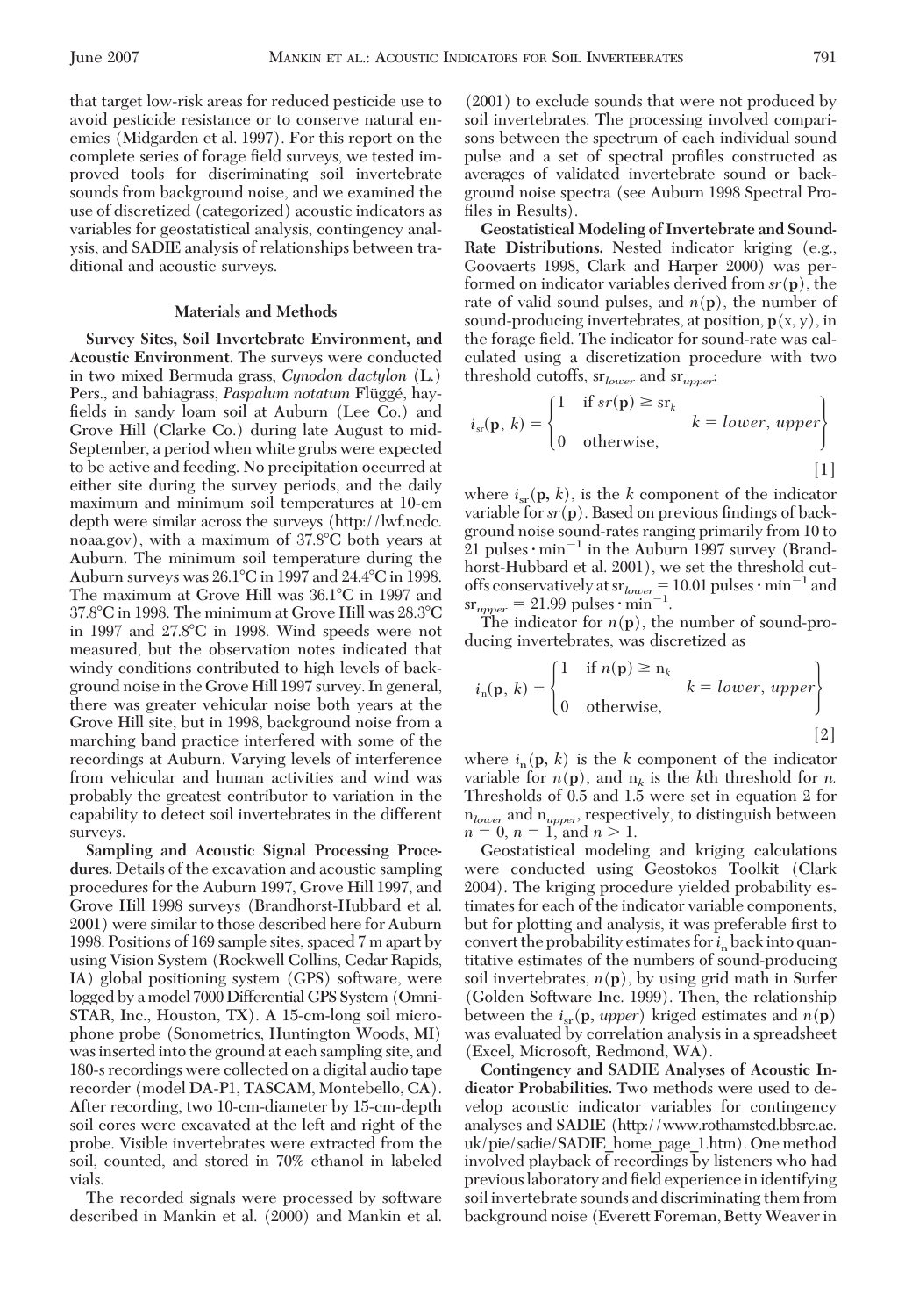that target low-risk areas for reduced pesticide use to avoid pesticide resistance or to conserve natural enemies (Midgarden et al. 1997). For this report on the complete series of forage field surveys, we tested improved tools for discriminating soil invertebrate sounds from background noise, and we examined the use of discretized (categorized) acoustic indicators as variables for geostatistical analysis, contingency analysis, and SADIE analysis of relationships between traditional and acoustic surveys.

## Materials and Methods

**Survey Sites, Soil Invertebrate Environment, and Acoustic Environment.** The surveys were conducted in two mixed Bermuda grass, *Cynodon dactylon* (L.) Pers., and bahiagrass, *Paspalum notatum* Flüggé, hayfields in sandy loam soil at Auburn (Lee Co.) and Grove Hill (Clarke Co.) during late August to mid-September, a period when white grubs were expected to be active and feeding. No precipitation occurred at either site during the survey periods, and the daily maximum and minimum soil temperatures at 10-cm depth were similar across the surveys (http://lwf.ncdc.noaa.gov), with a maximum of 37.8°C both years at Auburn. The minimum soil temperature during the Auburn surveys was 26.1°C in 1997 and 24.4°C in 1998. The maximum at Grove Hill was 36.1°C in 1997 and 37.8°C in 1998. The minimum at Grove Hill was 28.3°C in 1997 and 27.8°C in 1998. Wind speeds were not measured, but the observation notes indicated that windy conditions contributed to high levels of background noise in the Grove Hill 1997 survey. In general, there was greater vehicular noise both years at the Grove Hill site, but in 1998, background noise from a marching band practice interfered with some of the recordings at Auburn. Varying levels of interference from vehicular and human activities and wind was probably the greatest contributor to variation in the capability to detect soil invertebrates in the different surveys.

**Sampling and Acoustic Signal Processing Procedures.** Details of the excavation and acoustic sampling procedures for the Auburn 1997, Grove Hill 1997, and Grove Hill 1998 surveys (Brandhorst-Hubbard et al. 2001) were similar to those described here for Auburn 1998. Positions of 169 sample sites, spaced 7 m apart by using Vision System (Rockwell Collins, Cedar Rapids, IA) global positioning system (GPS) software, were logged by a model 7000 Differential GPS System (OmniSTAR, Inc., Houston, TX). A 15-cm-long soil microphone probe (Sonometrics, Huntington Woods, MI) was inserted into the ground at each sampling site, and 180-s recordings were collected on a digital audio tape recorder (model DA-P1, TASCAM, Montebello, CA). After recording, two 10-cm-diameter by 15-cm-depth soil cores were excavated at the left and right of the probe. Visible invertebrates were extracted from the soil, counted, and stored in 70% ethanol in labeled vials.

The recorded signals were processed by software described in Mankin et al. (2000) and Mankin et al. (2001) to exclude sounds that were not produced by soil invertebrates. The processing involved comparisons between the spectrum of each individual sound pulse and a set of spectral profiles constructed as averages of validated invertebrate sound or background noise spectra (see Auburn 1998 Spectral Profiles in Results).

**Geostatistical Modeling of Invertebrate and Sound-Rate Distributions.** Nested indicator kriging (e.g., Goovaerts 1998, Clark and Harper 2000) was performed on indicator variables derived from $sr(\mathbf{p})$, the rate of valid sound pulses, and $n(\mathbf{p})$, the number of sound-producing invertebrates, at position, $\mathbf{p}(x, y)$, in the forage field. The indicator for sound-rate was calculated using a discretization procedure with two threshold cutoffs, $sr_{lower}$ and $sr_{upper}$:

$$i_{sr}(\mathbf{p}, k) = \begin{cases} 1 & \text{if } sr(\mathbf{p}) \geq sr_k \\ 0 & \text{otherwise,} \end{cases} \quad k = lower, upper \qquad [1]$$

where $i_{sr}(\mathbf{p}, k)$, is the $k$ component of the indicator variable for $sr(\mathbf{p})$. Based on previous findings of background noise sound-rates ranging primarily from 10 to 21 pulses · min$^{-1}$ in the Auburn 1997 survey (Brandhorst-Hubbard et al. 2001), we set the threshold cutoffs conservatively at $sr_{lower}$ = 10.01 pulses · min$^{-1}$ and $sr_{upper}$ = 21.99 pulses · min$^{-1}$.

The indicator for $n(\mathbf{p})$, the number of sound-producing invertebrates, was discretized as

$$i_n(\mathbf{p}, k) = \begin{cases} 1 & \text{if } n(\mathbf{p}) \geq n_k \\ 0 & \text{otherwise,} \end{cases} \quad k = lower, upper \qquad [2]$$

where $i_n(\mathbf{p}, k)$ is the $k$ component of the indicator variable for $n(\mathbf{p})$, and $n_k$ is the $k$th threshold for $n$. Thresholds of 0.5 and 1.5 were set in equation 2 for $n_{lower}$ and $n_{upper}$, respectively, to distinguish between $n = 0$, $n = 1$, and $n > 1$.

Geostatistical modeling and kriging calculations were conducted using Geostokos Toolkit (Clark 2004). The kriging procedure yielded probability estimates for each of the indicator variable components, but for plotting and analysis, it was preferable first to convert the probability estimates for $i_n$ back into quantitative estimates of the numbers of sound-producing soil invertebrates, $n(\mathbf{p})$, by using grid math in Surfer (Golden Software Inc. 1999). Then, the relationship between the $i_{sr}(\mathbf{p}, upper)$ kriged estimates and $n(\mathbf{p})$ was evaluated by correlation analysis in a spreadsheet (Excel, Microsoft, Redmond, WA).

**Contingency and SADIE Analyses of Acoustic Indicator Probabilities.** Two methods were used to develop acoustic indicator variables for contingency analyses and SADIE (http://www.rothamsted.bbsrc.ac.uk/pie/sadie/SADIE_home_page_1.htm). One method involved playback of recordings by listeners who had previous laboratory and field experience in identifying soil invertebrate sounds and discriminating them from background noise (Everett Foreman, Betty Weaver in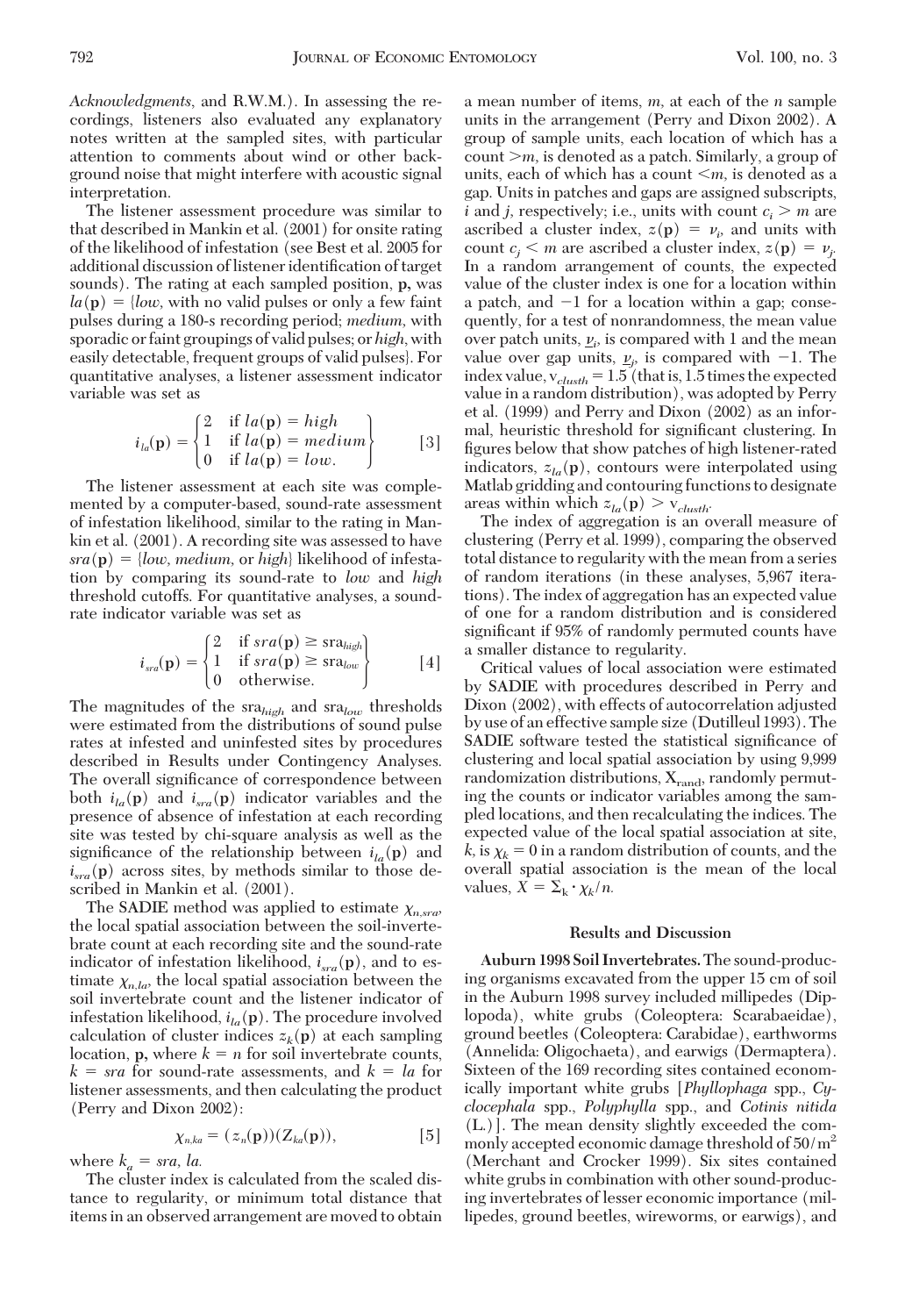*Acknowledgments*, and R.W.M.). In assessing the recordings, listeners also evaluated any explanatory notes written at the sampled sites, with particular attention to comments about wind or other background noise that might interfere with acoustic signal interpretation.

The listener assessment procedure was similar to that described in Mankin et al. (2001) for onsite rating of the likelihood of infestation (see Best et al. 2005 for additional discussion of listener identification of target sounds). The rating at each sampled position, **p,** was $la(\mathbf{p})$ = {*low,* with no valid pulses or only a few faint pulses during a 180-s recording period; *medium,* with sporadic or faint groupings of valid pulses; or *high,* with easily detectable, frequent groups of valid pulses}. For quantitative analyses, a listener assessment indicator variable was set as

$$i_{la}(\mathbf{p}) = \begin{Bmatrix} 2 & \text{if } la(\mathbf{p}) = high \\ 1 & \text{if } la(\mathbf{p}) = medium \\ 0 & \text{if } la(\mathbf{p}) = low. \end{Bmatrix} \quad [3]$$

The listener assessment at each site was complemented by a computer-based, sound-rate assessment of infestation likelihood, similar to the rating in Mankin et al. (2001). A recording site was assessed to have $sra(\mathbf{p})$ = {*low, medium,* or *high*} likelihood of infestation by comparing its sound-rate to *low* and *high* threshold cutoffs. For quantitative analyses, a sound-rate indicator variable was set as

$$i_{sra}(\mathbf{p}) = \begin{Bmatrix} 2 & \text{if } sra(\mathbf{p}) \geq \text{sra}_{high} \\ 1 & \text{if } sra(\mathbf{p}) \geq \text{sra}_{low} \\ 0 & \text{otherwise.} \end{Bmatrix} \quad [4]$$

The magnitudes of the $\text{sra}_{high}$ and $\text{sra}_{low}$ thresholds were estimated from the distributions of sound pulse rates at infested and uninfested sites by procedures described in Results under Contingency Analyses. The overall significance of correspondence between both $i_{la}(\mathbf{p})$ and $i_{sra}(\mathbf{p})$ indicator variables and the presence of absence of infestation at each recording site was tested by chi-square analysis as well as the significance of the relationship between $i_{la}(\mathbf{p})$ and $i_{sra}(\mathbf{p})$ across sites, by methods similar to those described in Mankin et al. (2001).

The SADIE method was applied to estimate $\chi_{n,sra}$, the local spatial association between the soil-invertebrate count at each recording site and the sound-rate indicator of infestation likelihood, $i_{sra}(\mathbf{p})$, and to estimate $\chi_{n,la}$, the local spatial association between the soil invertebrate count and the listener indicator of infestation likelihood, $i_{la}(\mathbf{p})$. The procedure involved calculation of cluster indices $z_k(\mathbf{p})$ at each sampling location, **p**, where $k = n$ for soil invertebrate counts, $k = sra$ for sound-rate assessments, and $k = la$ for listener assessments, and then calculating the product (Perry and Dixon 2002):

$$\chi_{n,ka} = (z_n(\mathbf{p}))(Z_{ka}(\mathbf{p})), \quad [5]$$

where $k_a = sra,\, la$.

The cluster index is calculated from the scaled distance to regularity, or minimum total distance that items in an observed arrangement are moved to obtain a mean number of items, *m*, at each of the *n* sample units in the arrangement (Perry and Dixon 2002). A group of sample units, each location of which has a count >*m*, is denoted as a patch. Similarly, a group of units, each of which has a count <*m*, is denoted as a gap. Units in patches and gaps are assigned subscripts, *i* and *j*, respectively; i.e., units with count $c_i > m$ are ascribed a cluster index, $z(\mathbf{p}) = \nu_i$, and units with count $c_j < m$ are ascribed a cluster index, $z(\mathbf{p}) = \nu_j$. In a random arrangement of counts, the expected value of the cluster index is one for a location within a patch, and −1 for a location within a gap; consequently, for a test of nonrandomness, the mean value over patch units, $\underline{\nu}_i$, is compared with 1 and the mean value over gap units, $\underline{\nu}_j$, is compared with −1. The index value, $\text{v}_{clusth} = 1.5$ (that is, 1.5 times the expected value in a random distribution), was adopted by Perry et al. (1999) and Perry and Dixon (2002) as an informal, heuristic threshold for significant clustering. In figures below that show patches of high listener-rated indicators, $z_{la}(\mathbf{p})$, contours were interpolated using Matlab gridding and contouring functions to designate areas within which $z_{la}(\mathbf{p}) > \text{v}_{clusth}$.

The index of aggregation is an overall measure of clustering (Perry et al. 1999), comparing the observed total distance to regularity with the mean from a series of random iterations (in these analyses, 5,967 iterations). The index of aggregation has an expected value of one for a random distribution and is considered significant if 95% of randomly permuted counts have a smaller distance to regularity.

Critical values of local association were estimated by SADIE with procedures described in Perry and Dixon (2002), with effects of autocorrelation adjusted by use of an effective sample size (Dutilleul 1993). The SADIE software tested the statistical significance of clustering and local spatial association by using 9,999 randomization distributions, $\text{X}_{\text{rand}}$, randomly permuting the counts or indicator variables among the sampled locations, and then recalculating the indices. The expected value of the local spatial association at site, *k*, is $\chi_k = 0$ in a random distribution of counts, and the overall spatial association is the mean of the local values, $X = \Sigma_k \cdot \chi_k / n$.

## Results and Discussion

**Auburn 1998 Soil Invertebrates.** The sound-producing organisms excavated from the upper 15 cm of soil in the Auburn 1998 survey included millipedes (Diplopoda), white grubs (Coleoptera: Scarabaeidae), ground beetles (Coleoptera: Carabidae), earthworms (Annelida: Oligochaeta), and earwigs (Dermaptera). Sixteen of the 169 recording sites contained economically important white grubs [*Phyllophaga* spp., *Cyclocephala* spp., *Polyphylla* spp., and *Cotinis nitida* (L.)]. The mean density slightly exceeded the commonly accepted economic damage threshold of 50/m² (Merchant and Crocker 1999). Six sites contained white grubs in combination with other sound-producing invertebrates of lesser economic importance (millipedes, ground beetles, wireworms, or earwigs), and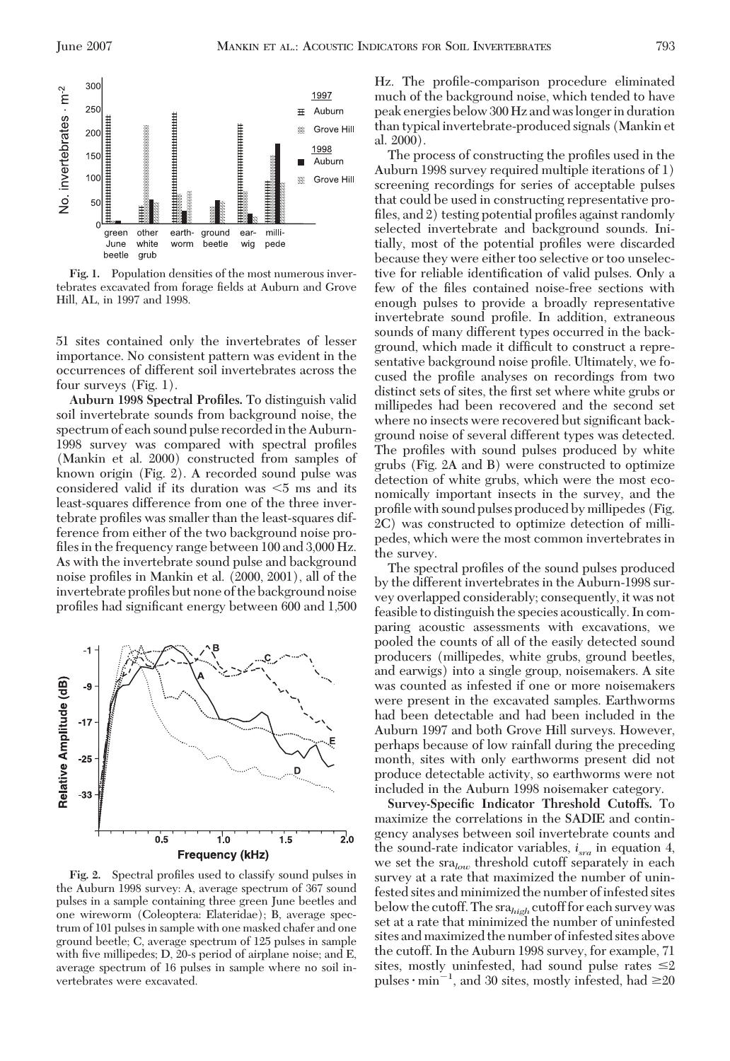Fig. 1. Population densities of the most numerous invertebrates excavated from forage fields at Auburn and Grove Hill, AL, in 1997 and 1998.

51 sites contained only the invertebrates of lesser importance. No consistent pattern was evident in the occurrences of different soil invertebrates across the four surveys (Fig. 1).

**Auburn 1998 Spectral Profiles.** To distinguish valid soil invertebrate sounds from background noise, the spectrum of each sound pulse recorded in the Auburn-1998 survey was compared with spectral profiles (Mankin et al. 2000) constructed from samples of known origin (Fig. 2). A recorded sound pulse was considered valid if its duration was <5 ms and its least-squares difference from one of the three invertebrate profiles was smaller than the least-squares difference from either of the two background noise profiles in the frequency range between 100 and 3,000 Hz. As with the invertebrate sound pulse and background noise profiles in Mankin et al. (2000, 2001), all of the invertebrate profiles but none of the background noise profiles had significant energy between 600 and 1,500 Hz. The profile-comparison procedure eliminated much of the background noise, which tended to have peak energies below 300 Hz and was longer in duration than typical invertebrate-produced signals (Mankin et al. 2000).

Fig. 2. Spectral profiles used to classify sound pulses in the Auburn 1998 survey: A, average spectrum of 367 sound pulses in a sample containing three green June beetles and one wireworm (Coleoptera: Elateridae); B, average spectrum of 101 pulses in sample with one masked chafer and one ground beetle; C, average spectrum of 125 pulses in sample with five millipedes; D, 20-s period of airplane noise; and E, average spectrum of 16 pulses in sample where no soil invertebrates were excavated.

The process of constructing the profiles used in the Auburn 1998 survey required multiple iterations of 1) screening recordings for series of acceptable pulses that could be used in constructing representative profiles, and 2) testing potential profiles against randomly selected invertebrate and background sounds. Initially, most of the potential profiles were discarded because they were either too selective or too unselective for reliable identification of valid pulses. Only a few of the files contained noise-free sections with enough pulses to provide a broadly representative invertebrate sound profile. In addition, extraneous sounds of many different types occurred in the background, which made it difficult to construct a representative background noise profile. Ultimately, we focused the profile analyses on recordings from two distinct sets of sites, the first set where white grubs or millipedes had been recovered and the second set where no insects were recovered but significant background noise of several different types was detected. The profiles with sound pulses produced by white grubs (Fig. 2A and B) were constructed to optimize detection of white grubs, which were the most economically important insects in the survey, and the profile with sound pulses produced by millipedes (Fig. 2C) was constructed to optimize detection of millipedes, which were the most common invertebrates in the survey.

The spectral profiles of the sound pulses produced by the different invertebrates in the Auburn-1998 survey overlapped considerably; consequently, it was not feasible to distinguish the species acoustically. In comparing acoustic assessments with excavations, we pooled the counts of all of the easily detected sound producers (millipedes, white grubs, ground beetles, and earwigs) into a single group, noisemakers. A site was counted as infested if one or more noisemakers were present in the excavated samples. Earthworms had been detectable and had been included in the Auburn 1997 and both Grove Hill surveys. However, perhaps because of low rainfall during the preceding month, sites with only earthworms present did not produce detectable activity, so earthworms were not included in the Auburn 1998 noisemaker category.

**Survey-Specific Indicator Threshold Cutoffs.** To maximize the correlations in the SADIE and contingency analyses between soil invertebrate counts and the sound-rate indicator variables, $i_{sra}$ in equation 4, we set the $sra_{low}$ threshold cutoff separately in each survey at a rate that maximized the number of uninfested sites and minimized the number of infested sites below the cutoff. The $sra_{high}$ cutoff for each survey was set at a rate that minimized the number of uninfested sites and maximized the number of infested sites above the cutoff. In the Auburn 1998 survey, for example, 71 sites, mostly uninfested, had sound pulse rates $\leq 2$ pulses $\cdot$ min$^{-1}$, and 30 sites, mostly infested, had $\geq 20$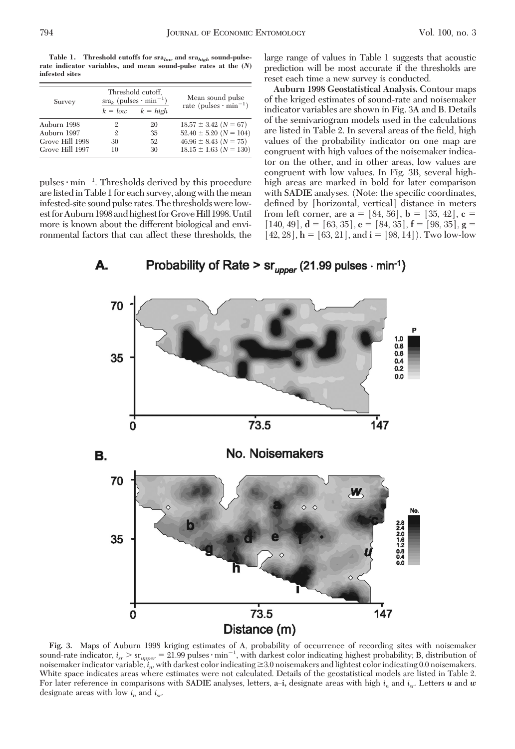**Table 1. Threshold cutoffs for $sra_{low}$ and $sra_{high}$ sound-pulse-rate indicator variables, and mean sound-pulse rates at the (N) infested sites**

| Survey | Threshold cutoff, $sra_k$ (pulses · min$^{-1}$) | | Mean sound pulse rate (pulses · min$^{-1}$) |
|---|---|---|---|
| | $k = low$ | $k = high$ | |
| Auburn 1998 | 2 | 20 | 18.57 ± 3.42 (N = 67) |
| Auburn 1997 | 2 | 35 | 52.40 ± 5.20 (N = 104) |
| Grove Hill 1998 | 30 | 52 | 46.96 ± 8.43 (N = 75) |
| Grove Hill 1997 | 10 | 30 | 18.15 ± 1.63 (N = 130) |

pulses · min$^{-1}$. Thresholds derived by this procedure are listed in Table 1 for each survey, along with the mean infested-site sound pulse rates. The thresholds were lowest for Auburn 1998 and highest for Grove Hill 1998. Until more is known about the different biological and environmental factors that can affect these thresholds, the large range of values in Table 1 suggests that acoustic prediction will be most accurate if the thresholds are reset each time a new survey is conducted.

**Auburn 1998 Geostatistical Analysis.** Contour maps of the kriged estimates of sound-rate and noisemaker indicator variables are shown in Fig. 3A and B. Details of the semivariogram models used in the calculations are listed in Table 2. In several areas of the field, high values of the probability indicator on one map are congruent with high values of the noisemaker indicator on the other, and in other areas, low values are congruent with low values. In Fig. 3B, several high-high areas are marked in bold for later comparison with SADIE analyses. (Note: the specific coordinates, defined by [horizontal, vertical] distance in meters from left corner, are **a** = [84, 56], **b** = [35, 42], **c** = [140, 49], **d** = [63, 35], **e** = [84, 35], **f** = [98, 35], **g** = [42, 28], **h** = [63, 21], and **i** = [98, 14]). Two low-low

Fig. 3. Maps of Auburn 1998 kriging estimates of A, probability of occurrence of recording sites with noisemaker sound-rate indicator, $i_{sr} > sr_{upper} = 21.99$ pulses · min$^{-1}$, with darkest color indicating highest probability; B, distribution of noisemaker indicator variable, $i_n$, with darkest color indicating ≥3.0 noisemakers and lightest color indicating 0.0 noisemakers. White space indicates areas where estimates were not calculated. Details of the geostatistical models are listed in Table 2. For later reference in comparisons with SADIE analyses, letters, **a–i**, designate areas with high $i_n$ and $i_{sr}$. Letters ***u*** and ***w*** designate areas with low $i_n$ and $i_{sr}$.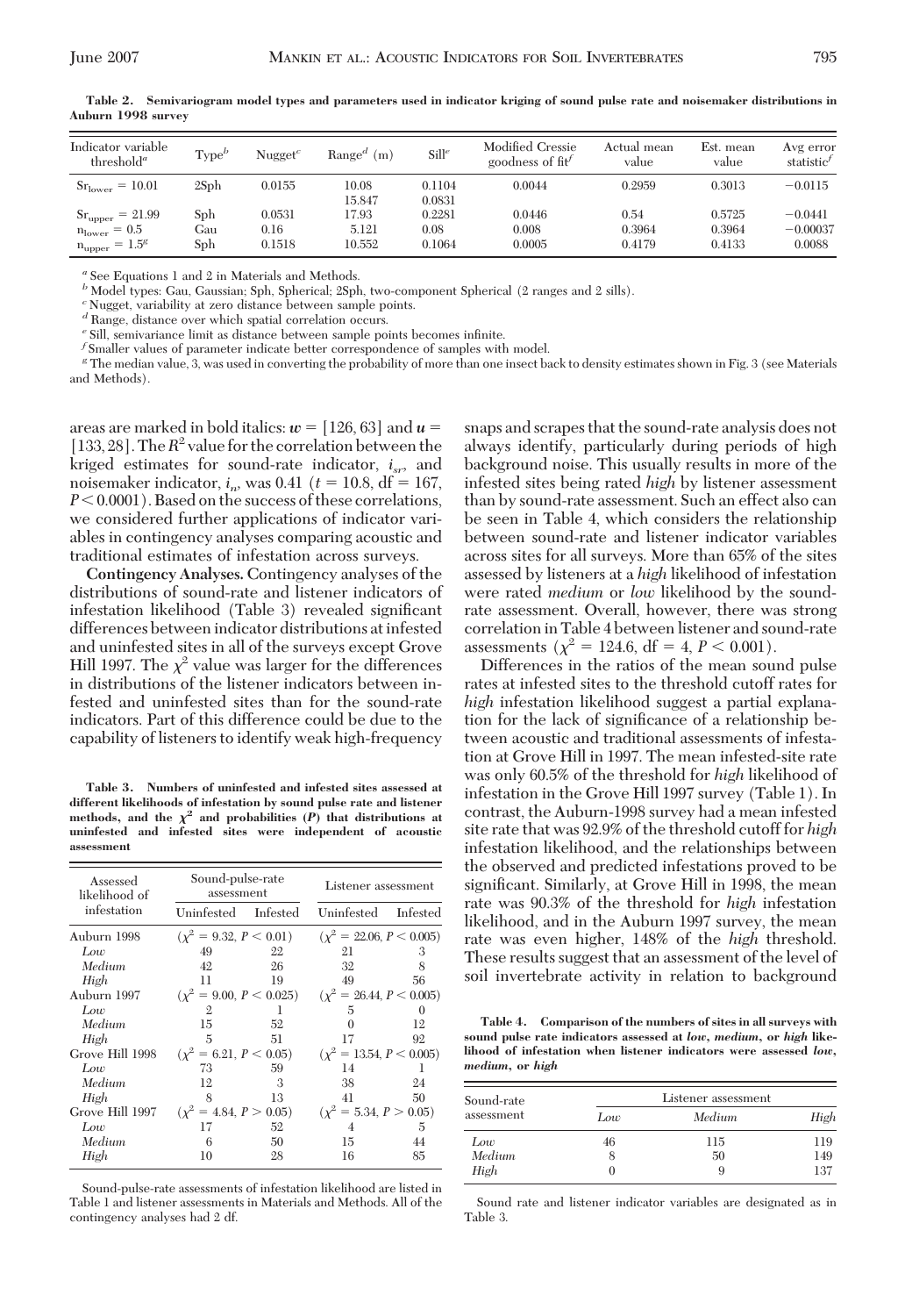**Table 2. Semivariogram model types and parameters used in indicator kriging of sound pulse rate and noisemaker distributions in Auburn 1998 survey**

| Indicator variable threshold[a] | Type[b] | Nugget[c] | Range[d] (m) | Sill[e] | Modified Cressie goodness of fit[f] | Actual mean value | Est. mean value | Avg error statistic[f] |
|---|---|---|---|---|---|---|---|---|
| $Sr_{lower} = 10.01$ | 2Sph | 0.0155 | 10.08<br>15.847 | 0.1104<br>0.0831 | 0.0044 | 0.2959 | 0.3013 | −0.0115 |
| $Sr_{upper} = 21.99$ | Sph | 0.0531 | 17.93 | 0.2281 | 0.0446 | 0.54 | 0.5725 | −0.0441 |
| $n_{lower} = 0.5$ | Gau | 0.16 | 5.121 | 0.08 | 0.008 | 0.3964 | 0.3964 | −0.00037 |
| $n_{upper} = 1.5$[g] | Sph | 0.1518 | 10.552 | 0.1064 | 0.0005 | 0.4179 | 0.4133 | 0.0088 |

[a] See Equations 1 and 2 in Materials and Methods.
[b] Model types: Gau, Gaussian; Sph, Spherical; 2Sph, two-component Spherical (2 ranges and 2 sills).
[c] Nugget, variability at zero distance between sample points.
[d] Range, distance over which spatial correlation occurs.
[e] Sill, semivariance limit as distance between sample points becomes infinite.
[f] Smaller values of parameter indicate better correspondence of samples with model.
[g] The median value, 3, was used in converting the probability of more than one insect back to density estimates shown in Fig. 3 (see Materials and Methods).

areas are marked in bold italics: $\boldsymbol{w} = [126, 63]$ and $\boldsymbol{u} = [133, 28]$. The $R^2$ value for the correlation between the kriged estimates for sound-rate indicator, $i_{sr}$, and noisemaker indicator, $i_n$, was 0.41 ($t = 10.8$, df $= 167$, $P < 0.0001$). Based on the success of these correlations, we considered further applications of indicator variables in contingency analyses comparing acoustic and traditional estimates of infestation across surveys.

**Contingency Analyses.** Contingency analyses of the distributions of sound-rate and listener indicators of infestation likelihood (Table 3) revealed significant differences between indicator distributions at infested and uninfested sites in all of the surveys except Grove Hill 1997. The $\chi^2$ value was larger for the differences in distributions of the listener indicators between infested and uninfested sites than for the sound-rate indicators. Part of this difference could be due to the capability of listeners to identify weak high-frequency snaps and scrapes that the sound-rate analysis does not always identify, particularly during periods of high background noise. This usually results in more of the infested sites being rated *high* by listener assessment than by sound-rate assessment. Such an effect also can be seen in Table 4, which considers the relationship between sound-rate and listener indicator variables across sites for all surveys. More than 65% of the sites assessed by listeners at a *high* likelihood of infestation were rated *medium* or *low* likelihood by the sound-rate assessment. Overall, however, there was strong correlation in Table 4 between listener and sound-rate assessments ($\chi^2 = 124.6$, df $= 4$, $P < 0.001$).

**Table 3. Numbers of uninfested and infested sites assessed at different likelihoods of infestation by sound pulse rate and listener methods, and the $\chi^2$ and probabilities ($P$) that distributions at uninfested and infested sites were independent of acoustic assessment**

| Assessed likelihood of infestation | Sound-pulse-rate assessment | | Listener assessment | |
|---|---|---|---|---|
| | Uninfested | Infested | Uninfested | Infested |
| Auburn 1998 | ($\chi^2 = 9.32$, $P < 0.01$) | | ($\chi^2 = 22.06$, $P < 0.005$) | |
| *Low* | 49 | 22 | 21 | 3 |
| *Medium* | 42 | 26 | 32 | 8 |
| *High* | 11 | 19 | 49 | 56 |
| Auburn 1997 | ($\chi^2 = 9.00$, $P < 0.025$) | | ($\chi^2 = 26.44$, $P < 0.005$) | |
| *Low* | 2 | 1 | 5 | 0 |
| *Medium* | 15 | 52 | 0 | 12 |
| *High* | 5 | 51 | 17 | 92 |
| Grove Hill 1998 | ($\chi^2 = 6.21$, $P < 0.05$) | | ($\chi^2 = 13.54$, $P < 0.005$) | |
| *Low* | 73 | 59 | 14 | 1 |
| *Medium* | 12 | 3 | 38 | 24 |
| *High* | 8 | 13 | 41 | 50 |
| Grove Hill 1997 | ($\chi^2 = 4.84$, $P > 0.05$) | | ($\chi^2 = 5.34$, $P > 0.05$) | |
| *Low* | 17 | 52 | 4 | 5 |
| *Medium* | 6 | 50 | 15 | 44 |
| *High* | 10 | 28 | 16 | 85 |

Sound-pulse-rate assessments of infestation likelihood are listed in Table 1 and listener assessments in Materials and Methods. All of the contingency analyses had 2 df.

Differences in the ratios of the mean sound pulse rates at infested sites to the threshold cutoff rates for *high* infestation likelihood suggest a partial explanation for the lack of significance of a relationship between acoustic and traditional assessments of infestation at Grove Hill in 1997. The mean infested-site rate was only 60.5% of the threshold for *high* likelihood of infestation in the Grove Hill 1997 survey (Table 1). In contrast, the Auburn-1998 survey had a mean infested site rate that was 92.9% of the threshold cutoff for *high* infestation likelihood, and the relationships between the observed and predicted infestations proved to be significant. Similarly, at Grove Hill in 1998, the mean rate was 90.3% of the threshold for *high* infestation likelihood, and in the Auburn 1997 survey, the mean rate was even higher, 148% of the *high* threshold. These results suggest that an assessment of the level of soil invertebrate activity in relation to background

**Table 4. Comparison of the numbers of sites in all surveys with sound pulse rate indicators assessed at *low*, *medium*, or *high* likelihood of infestation when listener indicators were assessed *low*, *medium*, or *high***

| Sound-rate assessment | Listener assessment | | |
|---|---|---|---|
| | *Low* | *Medium* | *High* |
| *Low* | 46 | 115 | 119 |
| *Medium* | 8 | 50 | 149 |
| *High* | 0 | 9 | 137 |

Sound rate and listener indicator variables are designated as in Table 3.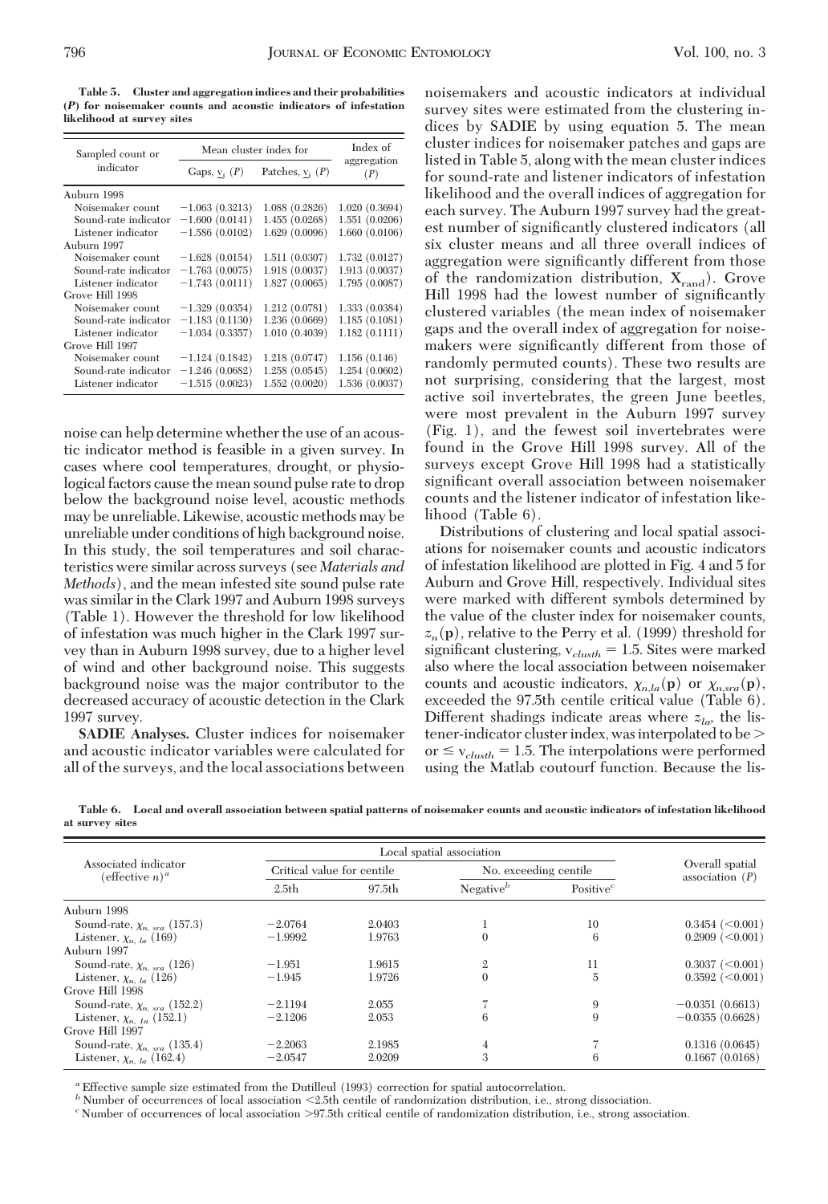**Table 5. Cluster and aggregation indices and their probabilities (*P*) for noisemaker counts and acoustic indicators of infestation likelihood at survey sites**

| Sampled count or indicator | Mean cluster index for | | Index of aggregation (*P*) |
|---|---|---|---|
| | Gaps, $\underline{v}_j$ (*P*) | Patches, $\underline{v}_i$ (*P*) | |
| Auburn 1998 | | | |
| Noisemaker count | −1.063 (0.3213) | 1.088 (0.2826) | 1.020 (0.3694) |
| Sound-rate indicator | −1.600 (0.0141) | 1.455 (0.0268) | 1.551 (0.0206) |
| Listener indicator | −1.586 (0.0102) | 1.629 (0.0096) | 1.660 (0.0106) |
| Auburn 1997 | | | |
| Noisemaker count | −1.628 (0.0154) | 1.511 (0.0307) | 1.732 (0.0127) |
| Sound-rate indicator | −1.763 (0.0075) | 1.918 (0.0037) | 1.913 (0.0037) |
| Listener indicator | −1.743 (0.0111) | 1.827 (0.0065) | 1.795 (0.0087) |
| Grove Hill 1998 | | | |
| Noisemaker count | −1.329 (0.0354) | 1.212 (0.0781) | 1.333 (0.0384) |
| Sound-rate indicator | −1.183 (0.1130) | 1.236 (0.0669) | 1.185 (0.1081) |
| Listener indicator | −1.034 (0.3357) | 1.010 (0.4039) | 1.182 (0.1111) |
| Grove Hill 1997 | | | |
| Noisemaker count | −1.124 (0.1842) | 1.218 (0.0747) | 1.156 (0.146) |
| Sound-rate indicator | −1.246 (0.0682) | 1.258 (0.0545) | 1.254 (0.0602) |
| Listener indicator | −1.515 (0.0023) | 1.552 (0.0020) | 1.536 (0.0037) |

noise can help determine whether the use of an acoustic indicator method is feasible in a given survey. In cases where cool temperatures, drought, or physiological factors cause the mean sound pulse rate to drop below the background noise level, acoustic methods may be unreliable. Likewise, acoustic methods may be unreliable under conditions of high background noise. In this study, the soil temperatures and soil characteristics were similar across surveys (see *Materials and Methods*), and the mean infested site sound pulse rate was similar in the Clark 1997 and Auburn 1998 surveys (Table 1). However the threshold for low likelihood of infestation was much higher in the Clark 1997 survey than in Auburn 1998 survey, due to a higher level of wind and other background noise. This suggests background noise was the major contributor to the decreased accuracy of acoustic detection in the Clark 1997 survey.

**SADIE Analyses.** Cluster indices for noisemaker and acoustic indicator variables were calculated for all of the surveys, and the local associations between noisemakers and acoustic indicators at individual survey sites were estimated from the clustering indices by SADIE by using equation 5. The mean cluster indices for noisemaker patches and gaps are listed in Table 5, along with the mean cluster indices for sound-rate and listener indicators of infestation likelihood and the overall indices of aggregation for each survey. The Auburn 1997 survey had the greatest number of significantly clustered indicators (all six cluster means and all three overall indices of aggregation were significantly different from those of the randomization distribution, $X_{rand}$). Grove Hill 1998 had the lowest number of significantly clustered variables (the mean index of noisemaker gaps and the overall index of aggregation for noisemakers were significantly different from those of randomly permuted counts). These two results are not surprising, considering that the largest, most active soil invertebrates, the green June beetles, were most prevalent in the Auburn 1997 survey (Fig. 1), and the fewest soil invertebrates were found in the Grove Hill 1998 survey. All of the surveys except Grove Hill 1998 had a statistically significant overall association between noisemaker counts and the listener indicator of infestation likelihood (Table 6).

Distributions of clustering and local spatial associations for noisemaker counts and acoustic indicators of infestation likelihood are plotted in Fig. 4 and 5 for Auburn and Grove Hill, respectively. Individual sites were marked with different symbols determined by the value of the cluster index for noisemaker counts, $z_n(\mathbf{p})$, relative to the Perry et al. (1999) threshold for significant clustering, $v_{clusth} = 1.5$. Sites were marked also where the local association between noisemaker counts and acoustic indicators, $\chi_{n,la}(\mathbf{p})$ or $\chi_{n,sra}(\mathbf{p})$, exceeded the 97.5th centile critical value (Table 6). Different shadings indicate areas where $z_{la}$, the listener-indicator cluster index, was interpolated to be > or ≤ $v_{clusth} = 1.5$. The interpolations were performed using the Matlab coutourf function. Because the lis-

**Table 6. Local and overall association between spatial patterns of noisemaker counts and acoustic indicators of infestation likelihood at survey sites**

| Associated indicator (effective *n*)[a] | Local spatial association | | | | Overall spatial association (*P*) |
|---|---|---|---|---|---|
| | Critical value for centile | | No. exceeding centile | | |
| | 2.5th | 97.5th | Negative[b] | Positive[c] | |
| Auburn 1998 | | | | | |
| Sound-rate, $\chi_{n,\,sra}$ (157.3) | −2.0764 | 2.0403 | 1 | 10 | 0.3454 (<0.001) |
| Listener, $\chi_{n,\,la}$ (169) | −1.9992 | 1.9763 | 0 | 6 | 0.2909 (<0.001) |
| Auburn 1997 | | | | | |
| Sound-rate, $\chi_{n,\,sra}$ (126) | −1.951 | 1.9615 | 2 | 11 | 0.3037 (<0.001) |
| Listener, $\chi_{n,\,la}$ (126) | −1.945 | 1.9726 | 0 | 5 | 0.3592 (<0.001) |
| Grove Hill 1998 | | | | | |
| Sound-rate, $\chi_{n,\,sra}$ (152.2) | −2.1194 | 2.055 | 7 | 9 | −0.0351 (0.6613) |
| Listener, $\chi_{n,\,la}$ (152.1) | −2.1206 | 2.053 | 6 | 9 | −0.0355 (0.6628) |
| Grove Hill 1997 | | | | | |
| Sound-rate, $\chi_{n,\,sra}$ (135.4) | −2.2063 | 2.1985 | 4 | 7 | 0.1316 (0.0645) |
| Listener, $\chi_{n,\,la}$ (162.4) | −2.0547 | 2.0209 | 3 | 6 | 0.1667 (0.0168) |

[a] Effective sample size estimated from the Dutilleul (1993) correction for spatial autocorrelation.

[b] Number of occurrences of local association <2.5th centile of randomization distribution, i.e., strong dissociation.

[c] Number of occurrences of local association >97.5th critical centile of randomization distribution, i.e., strong association.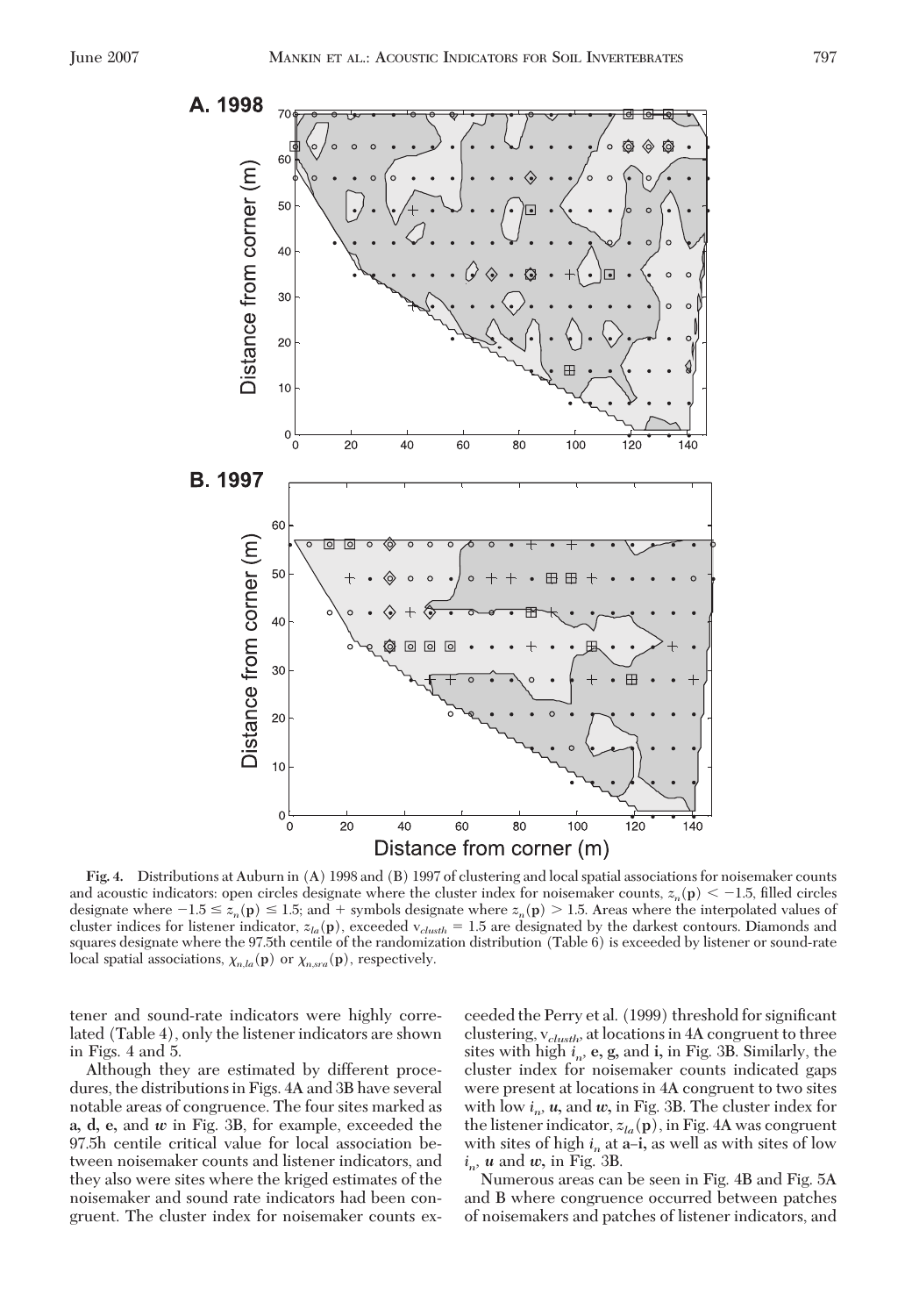**Fig. 4.** Distributions at Auburn in (A) 1998 and (B) 1997 of clustering and local spatial associations for noisemaker counts and acoustic indicators: open circles designate where the cluster index for noisemaker counts, $z_n(\mathbf{p}) < -1.5$, filled circles designate where $-1.5 \leq z_n(\mathbf{p}) \leq 1.5$; and + symbols designate where $z_n(\mathbf{p}) > 1.5$. Areas where the interpolated values of cluster indices for listener indicator, $z_{la}(\mathbf{p})$, exceeded $v_{clusth} = 1.5$ are designated by the darkest contours. Diamonds and squares designate where the 97.5th centile of the randomization distribution (Table 6) is exceeded by listener or sound-rate local spatial associations, $\chi_{n,la}(\mathbf{p})$ or $\chi_{n,sra}(\mathbf{p})$, respectively.

tener and sound-rate indicators were highly correlated (Table 4), only the listener indicators are shown in Figs. 4 and 5.

Although they are estimated by different procedures, the distributions in Figs. 4A and 3B have several notable areas of congruence. The four sites marked as **a**, **d**, **e**, and ***w*** in Fig. 3B, for example, exceeded the 97.5h centile critical value for local association between noisemaker counts and listener indicators, and they also were sites where the kriged estimates of the noisemaker and sound rate indicators had been congruent. The cluster index for noisemaker counts exceeded the Perry et al. (1999) threshold for significant clustering, $v_{clusth}$, at locations in 4A congruent to three sites with high $i_n$, **e**, **g**, and **i**, in Fig. 3B. Similarly, the cluster index for noisemaker counts indicated gaps were present at locations in 4A congruent to two sites with low $i_n$, ***u***, and ***w***, in Fig. 3B. The cluster index for the listener indicator, $z_{la}(\mathbf{p})$, in Fig. 4A was congruent with sites of high $i_n$ at **a**–**i**, as well as with sites of low $i_n$, ***u*** and ***w***, in Fig. 3B.

Numerous areas can be seen in Fig. 4B and Fig. 5A and B where congruence occurred between patches of noisemakers and patches of listener indicators, and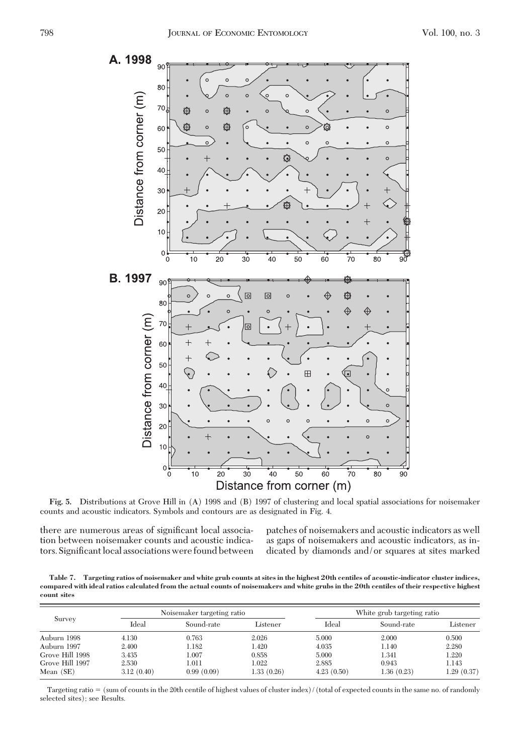**Fig. 5.** Distributions at Grove Hill in (A) 1998 and (B) 1997 of clustering and local spatial associations for noisemaker counts and acoustic indicators. Symbols and contours are as designated in Fig. 4.

there are numerous areas of significant local association between noisemaker counts and acoustic indicators. Significant local associations were found between patches of noisemakers and acoustic indicators as well as gaps of noisemakers and acoustic indicators, as indicated by diamonds and/or squares at sites marked

**Table 7. Targeting ratios of noisemaker and white grub counts at sites in the highest 20th centiles of acoustic-indicator cluster indices, compared with ideal ratios calculated from the actual counts of noisemakers and white grubs in the 20th centiles of their respective highest count sites**

| Survey | Noisemaker targeting ratio | | | White grub targeting ratio | | |
|---|---|---|---|---|---|---|
| | Ideal | Sound-rate | Listener | Ideal | Sound-rate | Listener |
| Auburn 1998 | 4.130 | 0.763 | 2.026 | 5.000 | 2.000 | 0.500 |
| Auburn 1997 | 2.400 | 1.182 | 1.420 | 4.035 | 1.140 | 2.280 |
| Grove Hill 1998 | 3.435 | 1.007 | 0.858 | 5.000 | 1.341 | 1.220 |
| Grove Hill 1997 | 2.530 | 1.011 | 1.022 | 2.885 | 0.943 | 1.143 |
| Mean (SE) | 3.12 (0.40) | 0.99 (0.09) | 1.33 (0.26) | 4.23 (0.50) | 1.36 (0.23) | 1.29 (0.37) |

Targeting ratio = (sum of counts in the 20th centile of highest values of cluster index)/(total of expected counts in the same no. of randomly selected sites); see Results.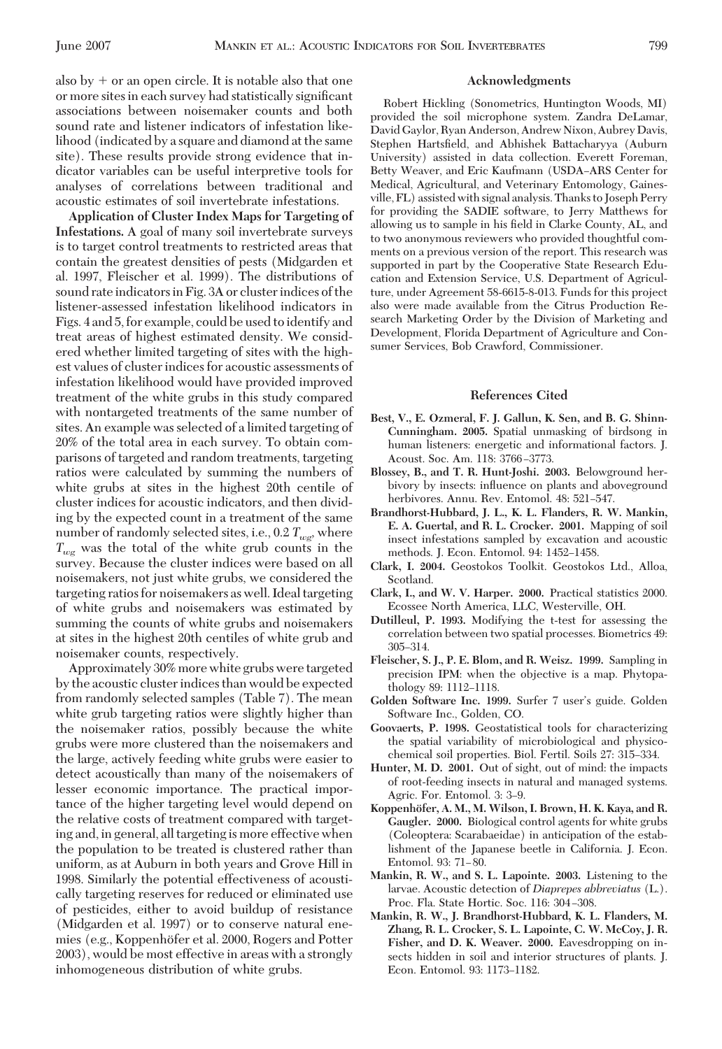also by + or an open circle. It is notable also that one or more sites in each survey had statistically significant associations between noisemaker counts and both sound rate and listener indicators of infestation likelihood (indicated by a square and diamond at the same site). These results provide strong evidence that indicator variables can be useful interpretive tools for analyses of correlations between traditional and acoustic estimates of soil invertebrate infestations.

**Application of Cluster Index Maps for Targeting of Infestations.** A goal of many soil invertebrate surveys is to target control treatments to restricted areas that contain the greatest densities of pests (Midgarden et al. 1997, Fleischer et al. 1999). The distributions of sound rate indicators in Fig. 3A or cluster indices of the listener-assessed infestation likelihood indicators in Figs. 4 and 5, for example, could be used to identify and treat areas of highest estimated density. We considered whether limited targeting of sites with the highest values of cluster indices for acoustic assessments of infestation likelihood would have provided improved treatment of the white grubs in this study compared with nontargeted treatments of the same number of sites. An example was selected of a limited targeting of 20% of the total area in each survey. To obtain comparisons of targeted and random treatments, targeting ratios were calculated by summing the numbers of white grubs at sites in the highest 20th centile of cluster indices for acoustic indicators, and then dividing by the expected count in a treatment of the same number of randomly selected sites, i.e., $0.2\ T_{wg}$, where $T_{wg}$ was the total of the white grub counts in the survey. Because the cluster indices were based on all noisemakers, not just white grubs, we considered the targeting ratios for noisemakers as well. Ideal targeting of white grubs and noisemakers was estimated by summing the counts of white grubs and noisemakers at sites in the highest 20th centiles of white grub and noisemaker counts, respectively.

Approximately 30% more white grubs were targeted by the acoustic cluster indices than would be expected from randomly selected samples (Table 7). The mean white grub targeting ratios were slightly higher than the noisemaker ratios, possibly because the white grubs were more clustered than the noisemakers and the large, actively feeding white grubs were easier to detect acoustically than many of the noisemakers of lesser economic importance. The practical importance of the higher targeting level would depend on the relative costs of treatment compared with targeting and, in general, all targeting is more effective when the population to be treated is clustered rather than uniform, as at Auburn in both years and Grove Hill in 1998. Similarly the potential effectiveness of acoustically targeting reserves for reduced or eliminated use of pesticides, either to avoid buildup of resistance (Midgarden et al. 1997) or to conserve natural enemies (e.g., Koppenhöfer et al. 2000, Rogers and Potter 2003), would be most effective in areas with a strongly inhomogeneous distribution of white grubs.

## Acknowledgments

Robert Hickling (Sonometrics, Huntington Woods, MI) provided the soil microphone system. Zandra DeLamar, David Gaylor, Ryan Anderson, Andrew Nixon, Aubrey Davis, Stephen Hartsfield, and Abhishek Battacharyya (Auburn University) assisted in data collection. Everett Foreman, Betty Weaver, and Eric Kaufmann (USDA–ARS Center for Medical, Agricultural, and Veterinary Entomology, Gainesville, FL) assisted with signal analysis. Thanks to Joseph Perry for providing the SADIE software, to Jerry Matthews for allowing us to sample in his field in Clarke County, AL, and to two anonymous reviewers who provided thoughtful comments on a previous version of the report. This research was supported in part by the Cooperative State Research Education and Extension Service, U.S. Department of Agriculture, under Agreement 58-6615-8-013. Funds for this project also were made available from the Citrus Production Research Marketing Order by the Division of Marketing and Development, Florida Department of Agriculture and Consumer Services, Bob Crawford, Commissioner.

## References Cited

**Best, V., E. Ozmeral, F. J. Gallun, K. Sen, and B. G. Shinn-Cunningham. 2005.** Spatial unmasking of birdsong in human listeners: energetic and informational factors. J. Acoust. Soc. Am. 118: 3766–3773.

**Blossey, B., and T. R. Hunt-Joshi. 2003.** Belowground herbivory by insects: influence on plants and aboveground herbivores. Annu. Rev. Entomol. 48: 521–547.

**Brandhorst-Hubbard, J. L., K. L. Flanders, R. W. Mankin, E. A. Guertal, and R. L. Crocker. 2001.** Mapping of soil insect infestations sampled by excavation and acoustic methods. J. Econ. Entomol. 94: 1452–1458.

**Clark, I. 2004.** Geostokos Toolkit. Geostokos Ltd., Alloa, Scotland.

**Clark, I., and W. V. Harper. 2000.** Practical statistics 2000. Ecossee North America, LLC, Westerville, OH.

**Dutilleul, P. 1993.** Modifying the t-test for assessing the correlation between two spatial processes. Biometrics 49: 305–314.

**Fleischer, S. J., P. E. Blom, and R. Weisz. 1999.** Sampling in precision IPM: when the objective is a map. Phytopathology 89: 1112–1118.

**Golden Software Inc. 1999.** Surfer 7 user's guide. Golden Software Inc., Golden, CO.

**Goovaerts, P. 1998.** Geostatistical tools for characterizing the spatial variability of microbiological and physicochemical soil properties. Biol. Fertil. Soils 27: 315–334.

**Hunter, M. D. 2001.** Out of sight, out of mind: the impacts of root-feeding insects in natural and managed systems. Agric. For. Entomol. 3: 3–9.

**Koppenhöfer, A. M., M. Wilson, I. Brown, H. K. Kaya, and R. Gaugler. 2000.** Biological control agents for white grubs (Coleoptera: Scarabaeidae) in anticipation of the establishment of the Japanese beetle in California. J. Econ. Entomol. 93: 71–80.

**Mankin, R. W., and S. L. Lapointe. 2003.** Listening to the larvae. Acoustic detection of *Diaprepes abbreviatus* (L.). Proc. Fla. State Hortic. Soc. 116: 304–308.

**Mankin, R. W., J. Brandhorst-Hubbard, K. L. Flanders, M. Zhang, R. L. Crocker, S. L. Lapointe, C. W. McCoy, J. R. Fisher, and D. K. Weaver. 2000.** Eavesdropping on insects hidden in soil and interior structures of plants. J. Econ. Entomol. 93: 1173–1182.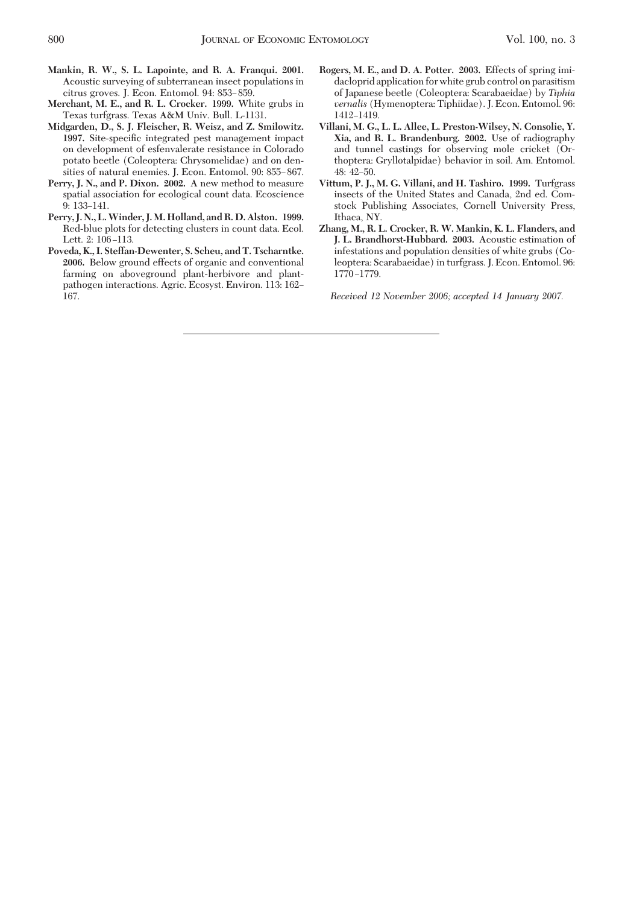**Mankin, R. W., S. L. Lapointe, and R. A. Franqui. 2001.** Acoustic surveying of subterranean insect populations in citrus groves. J. Econ. Entomol. 94: 853–859.

**Merchant, M. E., and R. L. Crocker. 1999.** White grubs in Texas turfgrass. Texas A&M Univ. Bull. L-1131.

**Midgarden, D., S. J. Fleischer, R. Weisz, and Z. Smilowitz. 1997.** Site-specific integrated pest management impact on development of esfenvalerate resistance in Colorado potato beetle (Coleoptera: Chrysomelidae) and on densities of natural enemies. J. Econ. Entomol. 90: 855–867.

**Perry, J. N., and P. Dixon. 2002.** A new method to measure spatial association for ecological count data. Ecoscience 9: 133–141.

**Perry, J. N., L. Winder, J. M. Holland, and R. D. Alston. 1999.** Red-blue plots for detecting clusters in count data. Ecol. Lett. 2: 106–113.

**Poveda, K., I. Steffan-Dewenter, S. Scheu, and T. Tscharntke. 2006.** Below ground effects of organic and conventional farming on aboveground plant-herbivore and plant-pathogen interactions. Agric. Ecosyst. Environ. 113: 162–167.

**Rogers, M. E., and D. A. Potter. 2003.** Effects of spring imidacloprid application for white grub control on parasitism of Japanese beetle (Coleoptera: Scarabaeidae) by *Tiphia vernalis* (Hymenoptera: Tiphiidae). J. Econ. Entomol. 96: 1412–1419.

**Villani, M. G., L. L. Allee, L. Preston-Wilsey, N. Consolie, Y. Xia, and R. L. Brandenburg. 2002.** Use of radiography and tunnel castings for observing mole cricket (Orthoptera: Gryllotalpidae) behavior in soil. Am. Entomol. 48: 42–50.

**Vittum, P. J., M. G. Villani, and H. Tashiro. 1999.** Turfgrass insects of the United States and Canada, 2nd ed. Comstock Publishing Associates, Cornell University Press, Ithaca, NY.

**Zhang, M., R. L. Crocker, R. W. Mankin, K. L. Flanders, and J. L. Brandhorst-Hubbard. 2003.** Acoustic estimation of infestations and population densities of white grubs (Coleoptera: Scarabaeidae) in turfgrass. J. Econ. Entomol. 96: 1770–1779.

*Received 12 November 2006; accepted 14 January 2007.*